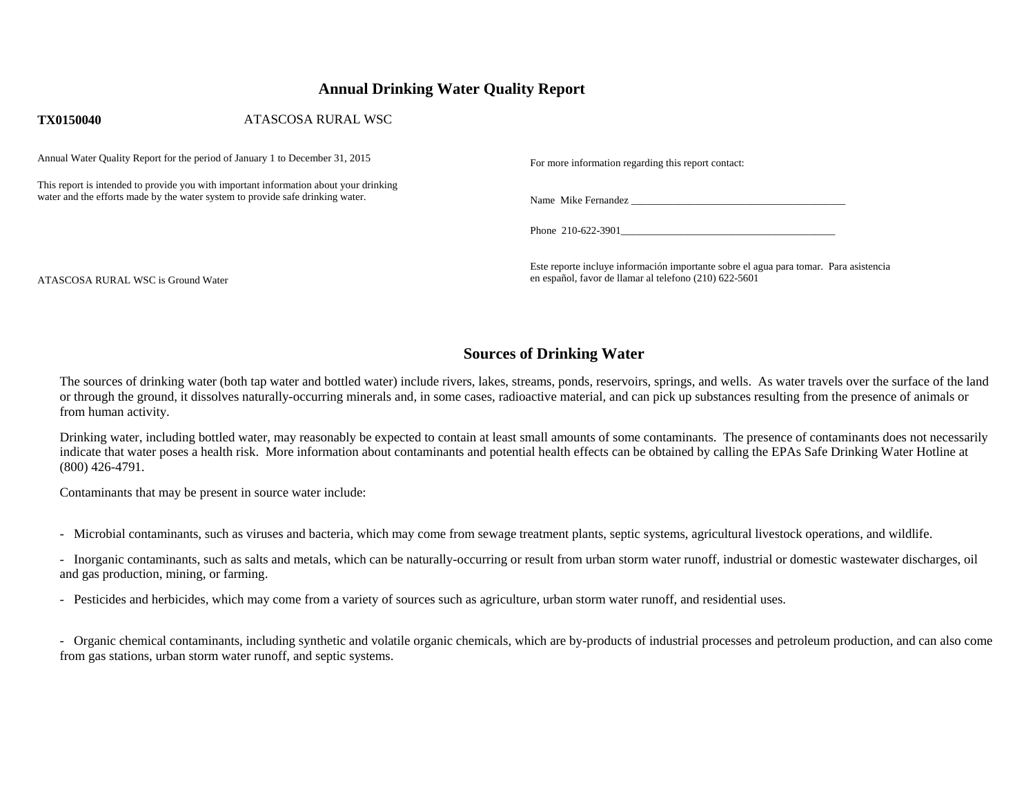# Annual Drinking Water Quality Report

**TX0150040** ATASCOSA RURAL WSC

Annual Water Quality Report for the period of January 1 to December 31, 2015

This report is intended to provide you with important information about your drinking water and the efforts made by the water system to provide safe drinking water.

ATASCOSA RURAL WSC is Ground Water

For more information regarding this report contact:

Name Mike Fernandez ________________________________________

Phone 210-622-3901________________________________________

Este reporte incluye información importante sobre el agua para tomar. Para asistencia en español, favor de llamar al telefono (210) 622-5601

## Sources of Drinking Water

The sources of drinking water (both tap water and bottled water) include rivers, lakes, streams, ponds, reservoirs, springs, and wells. As water travels over the surface of the land or through the ground, it dissolves naturally-occurring minerals and, in some cases, radioactive material, and can pick up substances resulting from the presence of animals or from human activity.

Drinking water, including bottled water, may reasonably be expected to contain at least small amounts of some contaminants. The presence of contaminants does not necessarily indicate that water poses a health risk. More information about contaminants and potential health effects can be obtained by calling the EPAs Safe Drinking Water Hotline at (800) 426-4791.

Contaminants that may be present in source water include:

- Microbial contaminants, such as viruses and bacteria, which may come from sewage treatment plants, septic systems, agricultural livestock operations, and wildlife.
- Inorganic contaminants, such as salts and metals, which can be naturally-occurring or result from urban storm water runoff, industrial or domestic wastewater discharges, oil and gas production, mining, or farming.
- Pesticides and herbicides, which may come from a variety of sources such as agriculture, urban storm water runoff, and residential uses.
- Organic chemical contaminants, including synthetic and volatile organic chemicals, which are by-products of industrial processes and petroleum production, and can also come from gas stations, urban storm water runoff, and septic systems.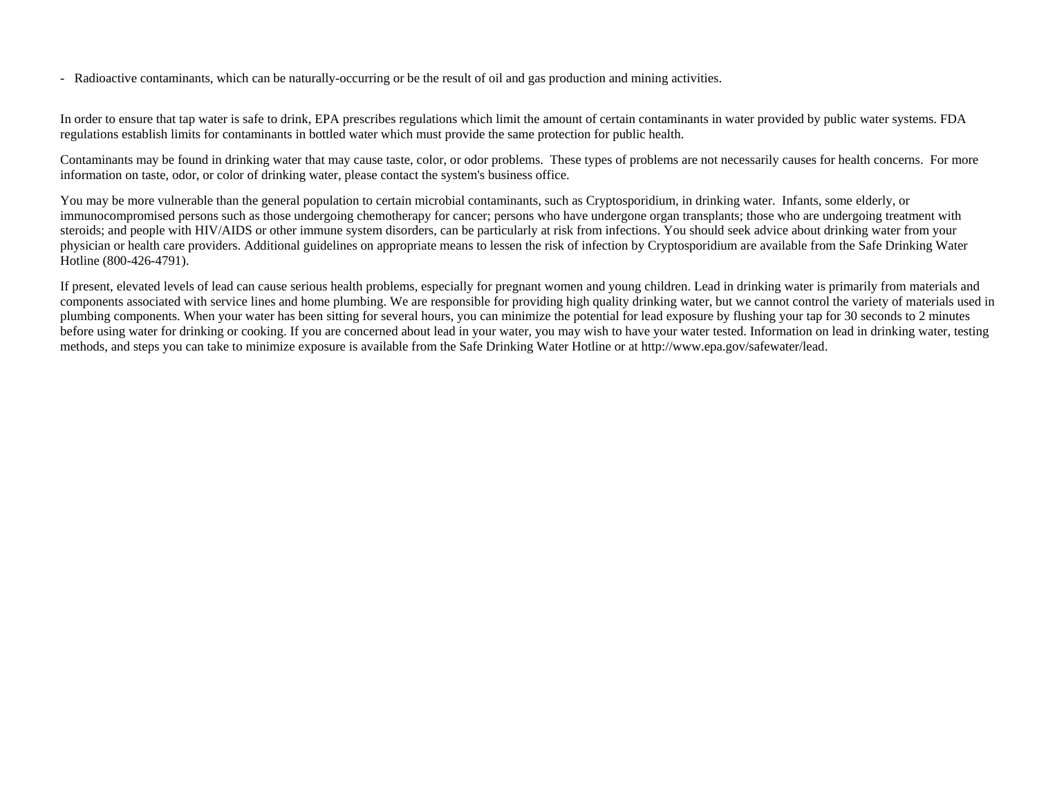- Radioactive contaminants, which can be naturally-occurring or be the result of oil and gas production and mining activities.

In order to ensure that tap water is safe to drink, EPA prescribes regulations which limit the amount of certain contaminants in water provided by public water systems. FDA regulations establish limits for contaminants in bottled water which must provide the same protection for public health.

Contaminants may be found in drinking water that may cause taste, color, or odor problems. These types of problems are not necessarily causes for health concerns. For more information on taste, odor, or color of drinking water, please contact the system's business office.

You may be more vulnerable than the general population to certain microbial contaminants, such as Cryptosporidium, in drinking water. Infants, some elderly, or immunocompromised persons such as those undergoing chemotherapy for cancer; persons who have undergone organ transplants; those who are undergoing treatment with steroids; and people with HIV/AIDS or other immune system disorders, can be particularly at risk from infections. You should seek advice about drinking water from your physician or health care providers. Additional guidelines on appropriate means to lessen the risk of infection by Cryptosporidium are available from the Safe Drinking Water Hotline (800-426-4791).

If present, elevated levels of lead can cause serious health problems, especially for pregnant women and young children. Lead in drinking water is primarily from materials and components associated with service lines and home plumbing. We are responsible for providing high quality drinking water, but we cannot control the variety of materials used in plumbing components. When your water has been sitting for several hours, you can minimize the potential for lead exposure by flushing your tap for 30 seconds to 2 minutes before using water for drinking or cooking. If you are concerned about lead in your water, you may wish to have your water tested. Information on lead in drinking water, testing methods, and steps you can take to minimize exposure is available from the Safe Drinking Water Hotline or at http://www.epa.gov/safewater/lead.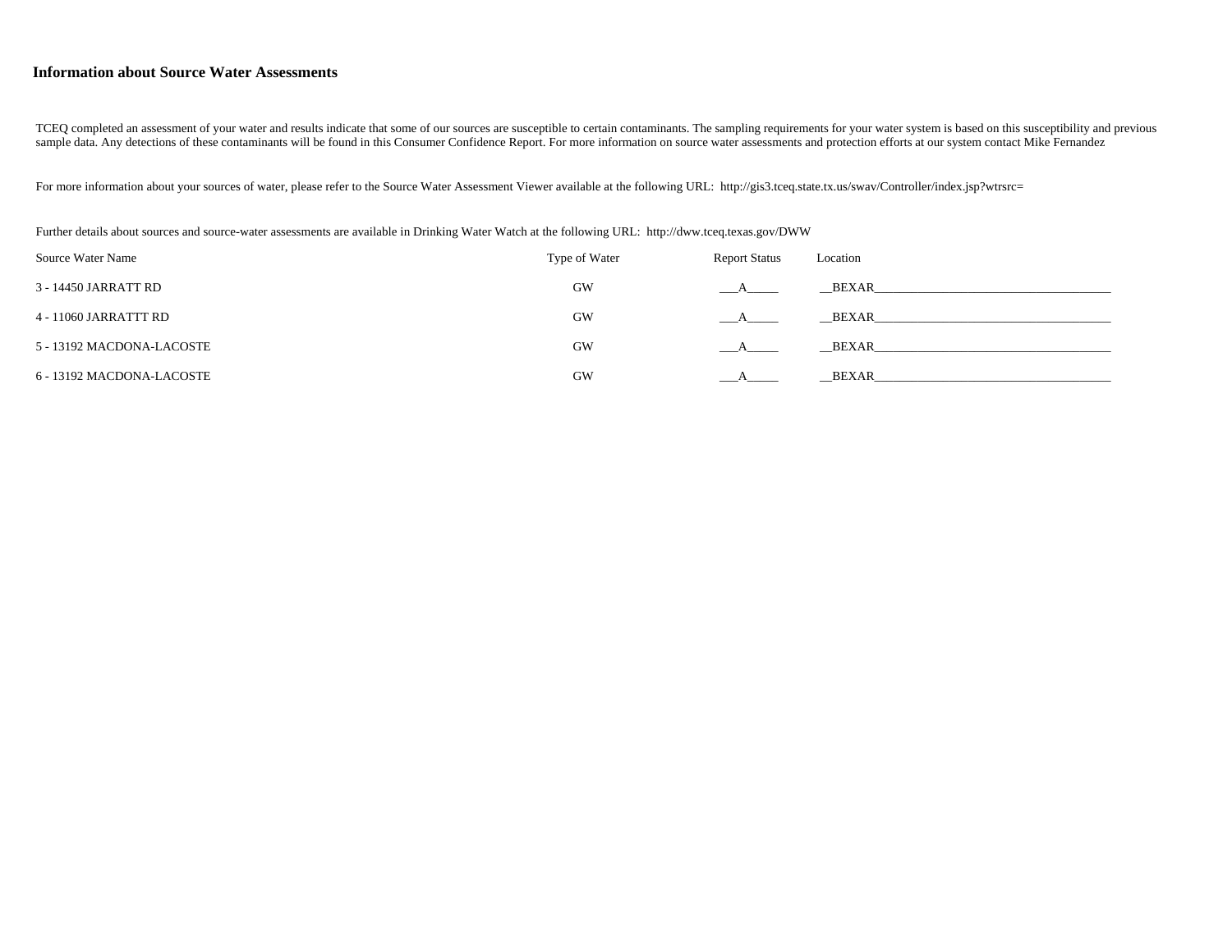### Information about Source Water Assessments

TCEQ completed an assessment of your water and results indicate that some of our sources are susceptible to certain contaminants. The sampling requirements for your water system is based on this susceptibility and previous sample data. Any detections of these contaminants will be found in this Consumer Confidence Report. For more information on source water assessments and protection efforts at our system contact Mike Fernandez

For more information about your sources of water, please refer to the Source Water Assessment Viewer available at the following URL: http://gis3.tceq.state.tx.us/swav/Controller/index.jsp?wtrsrc=

Further details about sources and source-water assessments are available in Drinking Water Watch at the following URL: http://dww.tceq.texas.gov/DWW

| Source Water Name | Type of Water | Report Status | Location |
|---|---|---|---|
| 3 - 14450 JARRATT RD | GW | A | BEXAR |
| 4 - 11060 JARRATTT RD | GW | A | BEXAR |
| 5 - 13192 MACDONA-LACOSTE | GW | A | BEXAR |
| 6 - 13192 MACDONA-LACOSTE | GW | A | BEXAR |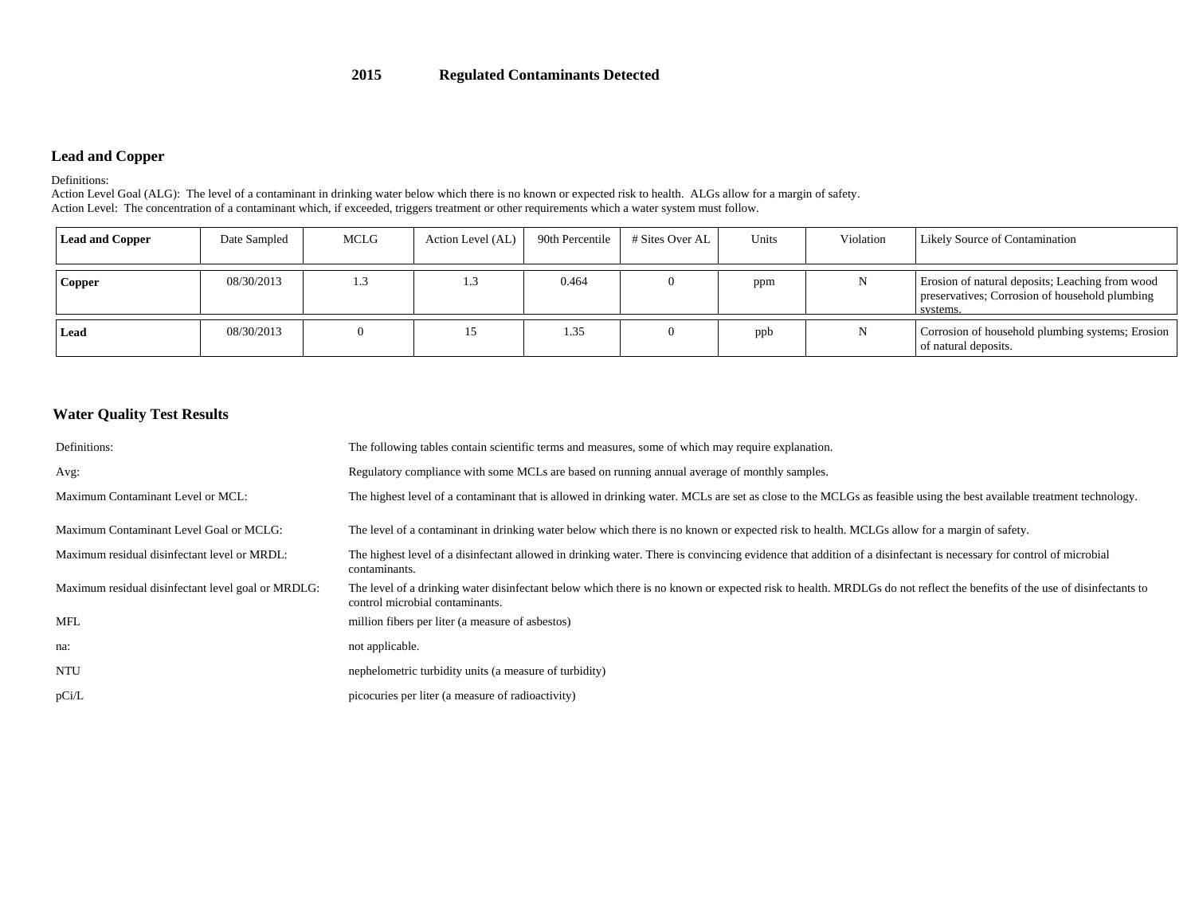# 2015 Regulated Contaminants Detected

## Lead and Copper

Definitions:
Action Level Goal (ALG): The level of a contaminant in drinking water below which there is no known or expected risk to health. ALGs allow for a margin of safety.
Action Level: The concentration of a contaminant which, if exceeded, triggers treatment or other requirements which a water system must follow.

| Lead and Copper | Date Sampled | MCLG | Action Level (AL) | 90th Percentile | # Sites Over AL | Units | Violation | Likely Source of Contamination |
|---|---|---|---|---|---|---|---|---|
| **Copper** | 08/30/2013 | 1.3 | 1.3 | 0.464 | 0 | ppm | N | Erosion of natural deposits; Leaching from wood preservatives; Corrosion of household plumbing systems. |
| **Lead** | 08/30/2013 | 0 | 15 | 1.35 | 0 | ppb | N | Corrosion of household plumbing systems; Erosion of natural deposits. |

## Water Quality Test Results

| | |
|---|---|
| Definitions: | The following tables contain scientific terms and measures, some of which may require explanation. |
| Avg: | Regulatory compliance with some MCLs are based on running annual average of monthly samples. |
| Maximum Contaminant Level or MCL: | The highest level of a contaminant that is allowed in drinking water. MCLs are set as close to the MCLGs as feasible using the best available treatment technology. |
| Maximum Contaminant Level Goal or MCLG: | The level of a contaminant in drinking water below which there is no known or expected risk to health. MCLGs allow for a margin of safety. |
| Maximum residual disinfectant level or MRDL: | The highest level of a disinfectant allowed in drinking water. There is convincing evidence that addition of a disinfectant is necessary for control of microbial contaminants. |
| Maximum residual disinfectant level goal or MRDLG: | The level of a drinking water disinfectant below which there is no known or expected risk to health. MRDLGs do not reflect the benefits of the use of disinfectants to control microbial contaminants. |
| MFL | million fibers per liter (a measure of asbestos) |
| na: | not applicable. |
| NTU | nephelometric turbidity units (a measure of turbidity) |
| pCi/L | picocuries per liter (a measure of radioactivity) |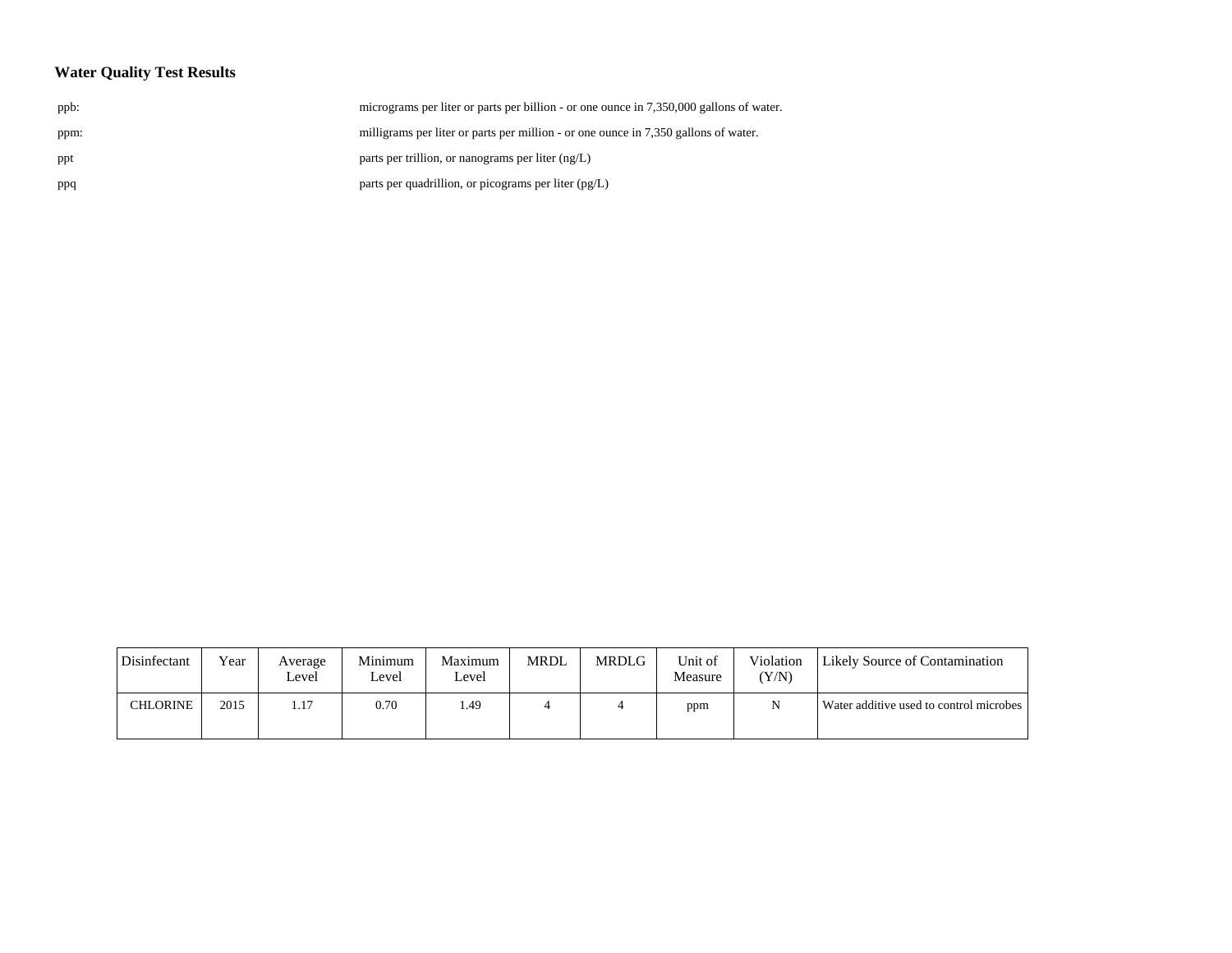**Water Quality Test Results**

| | |
|---|---|
| ppb: | micrograms per liter or parts per billion - or one ounce in 7,350,000 gallons of water. |
| ppm: | milligrams per liter or parts per million - or one ounce in 7,350 gallons of water. |
| ppt | parts per trillion, or nanograms per liter (ng/L) |
| ppq | parts per quadrillion, or picograms per liter (pg/L) |

| Disinfectant | Year | Average Level | Minimum Level | Maximum Level | MRDL | MRDLG | Unit of Measure | Violation (Y/N) | Likely Source of Contamination |
|---|---|---|---|---|---|---|---|---|---|
| CHLORINE | 2015 | 1.17 | 0.70 | 1.49 | 4 | 4 | ppm | N | Water additive used to control microbes |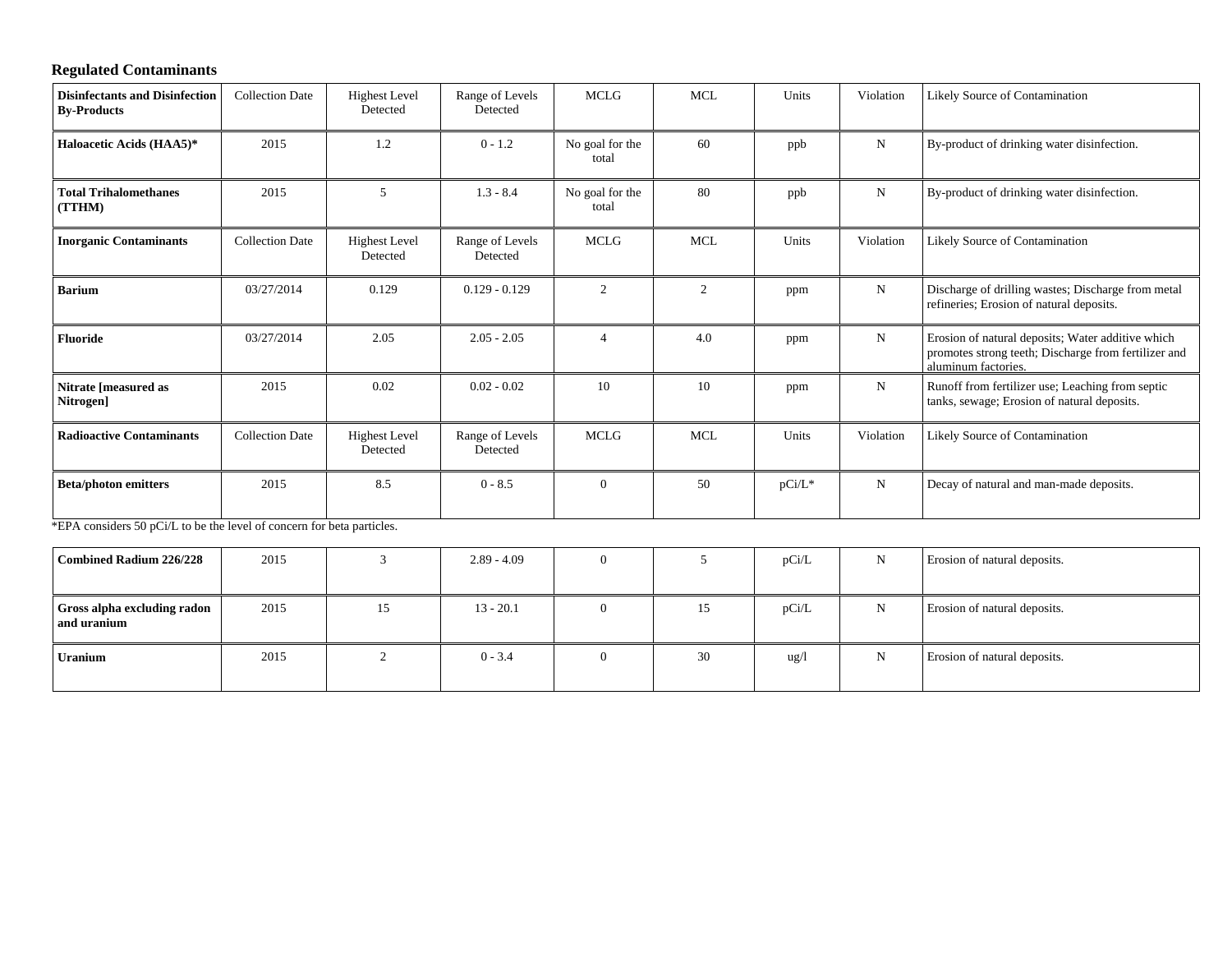### Regulated Contaminants

| Disinfectants and Disinfection By-Products | Collection Date | Highest Level Detected | Range of Levels Detected | MCLG | MCL | Units | Violation | Likely Source of Contamination |
|---|---|---|---|---|---|---|---|---|
| **Haloacetic Acids (HAA5)*** | 2015 | 1.2 | 0 - 1.2 | No goal for the total | 60 | ppb | N | By-product of drinking water disinfection. |
| **Total Trihalomethanes (TTHM)** | 2015 | 5 | 1.3 - 8.4 | No goal for the total | 80 | ppb | N | By-product of drinking water disinfection. |
| **Inorganic Contaminants** | Collection Date | Highest Level Detected | Range of Levels Detected | MCLG | MCL | Units | Violation | Likely Source of Contamination |
| **Barium** | 03/27/2014 | 0.129 | 0.129 - 0.129 | 2 | 2 | ppm | N | Discharge of drilling wastes; Discharge from metal refineries; Erosion of natural deposits. |
| **Fluoride** | 03/27/2014 | 2.05 | 2.05 - 2.05 | 4 | 4.0 | ppm | N | Erosion of natural deposits; Water additive which promotes strong teeth; Discharge from fertilizer and aluminum factories. |
| **Nitrate [measured as Nitrogen]** | 2015 | 0.02 | 0.02 - 0.02 | 10 | 10 | ppm | N | Runoff from fertilizer use; Leaching from septic tanks, sewage; Erosion of natural deposits. |
| **Radioactive Contaminants** | Collection Date | Highest Level Detected | Range of Levels Detected | MCLG | MCL | Units | Violation | Likely Source of Contamination |
| **Beta/photon emitters** | 2015 | 8.5 | 0 - 8.5 | 0 | 50 | pCi/L* | N | Decay of natural and man-made deposits. |

*EPA considers 50 pCi/L to be the level of concern for beta particles.

| | | | | | | | | |
|---|---|---|---|---|---|---|---|---|
| **Combined Radium 226/228** | 2015 | 3 | 2.89 - 4.09 | 0 | 5 | pCi/L | N | Erosion of natural deposits. |
| **Gross alpha excluding radon and uranium** | 2015 | 15 | 13 - 20.1 | 0 | 15 | pCi/L | N | Erosion of natural deposits. |
| **Uranium** | 2015 | 2 | 0 - 3.4 | 0 | 30 | ug/l | N | Erosion of natural deposits. |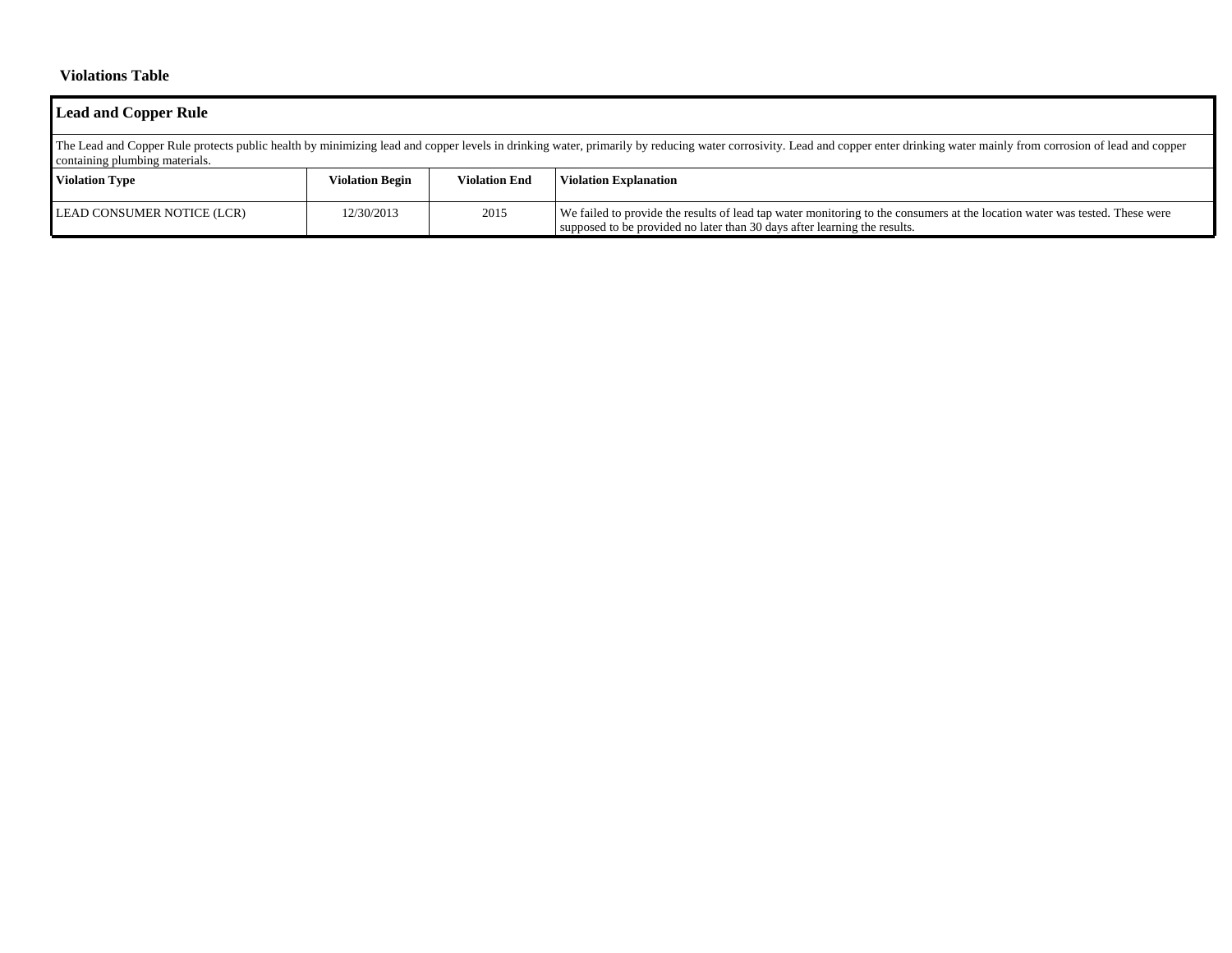## Violations Table

| Lead and Copper Rule | | | |
|---|---|---|---|
| The Lead and Copper Rule protects public health by minimizing lead and copper levels in drinking water, primarily by reducing water corrosivity. Lead and copper enter drinking water mainly from corrosion of lead and copper containing plumbing materials. | | | |
| **Violation Type** | **Violation Begin** | **Violation End** | **Violation Explanation** |
| LEAD CONSUMER NOTICE (LCR) | 12/30/2013 | 2015 | We failed to provide the results of lead tap water monitoring to the consumers at the location water was tested. These were supposed to be provided no later than 30 days after learning the results. |